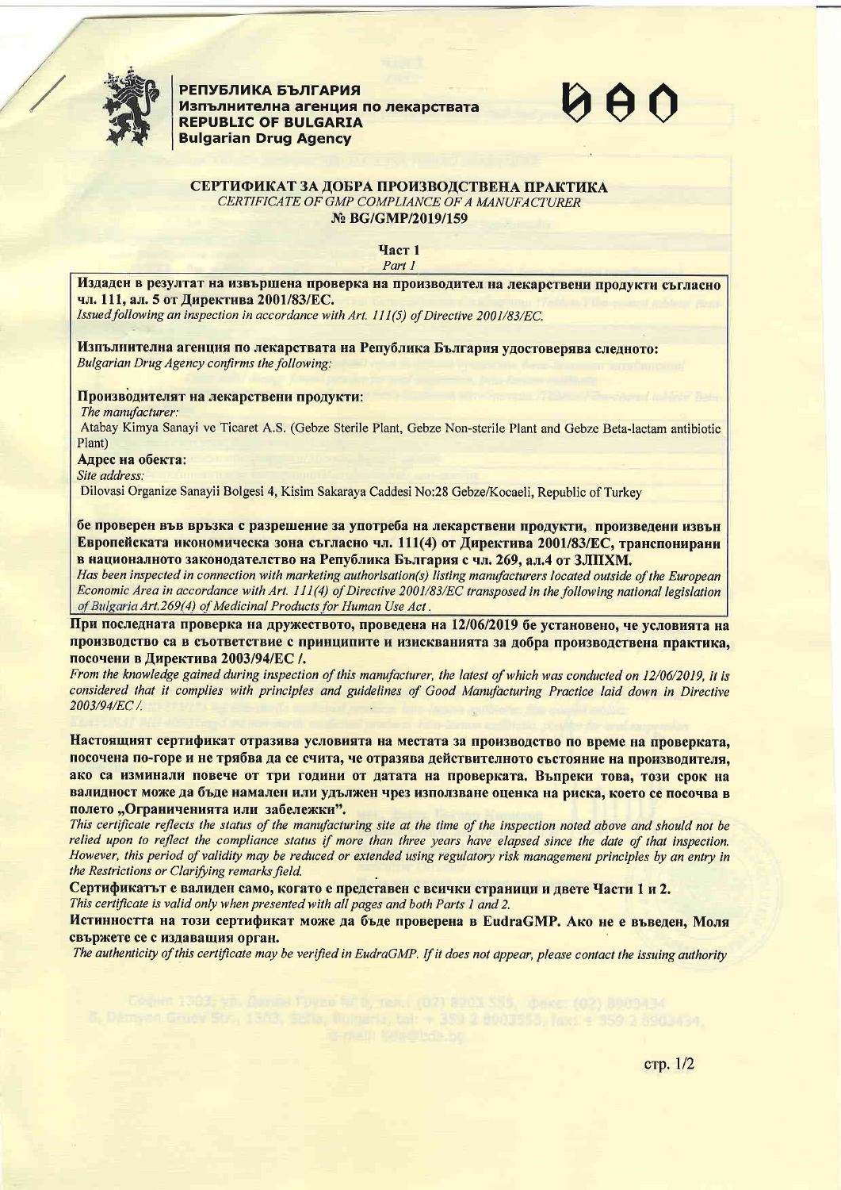**РЕПУБЛИКА БЪЛГАРИЯ**
**Изпълнителна агенция по лекарствата**
**REPUBLIC OF BULGARIA**
**Bulgarian Drug Agency**

# СЕРТИФИКАТ ЗА ДОБРА ПРОИЗВОДСТВЕНА ПРАКТИКА

*CERTIFICATE OF GMP COMPLIANCE OF A MANUFACTURER*

**№ BG/GMP/2019/159**

## Част 1

*Part 1*

**Издаден в резултат на извършена проверка на производител на лекарствени продукти съгласно чл. 111, ал. 5 от Директива 2001/83/ЕС.**
*Issued following an inspection in accordance with Art. 111(5) of Directive 2001/83/EC.*

**Изпълнителна агенция по лекарствата на Република България удостоверява следното:**
*Bulgarian Drug Agency confirms the following:*

**Производителят на лекарствени продукти:**
*The manufacturer:*
Atabay Kimya Sanayi ve Ticaret A.S. (Gebze Sterile Plant, Gebze Non-sterile Plant and Gebze Beta-lactam antibiotic Plant)

**Адрес на обекта:**
*Site address:*
Dilovasi Organize Sanayii Bolgesi 4, Kisim Sakaraya Caddesi No:28 Gebze/Kocaeli, Republic of Turkey

**бе проверен във връзка с разрешение за употреба на лекарствени продукти, произведени извън Европейската икономическа зона съгласно чл. 111(4) от Директива 2001/83/ЕС, транспонирани в националното законодателство на Република България с чл. 269, ал.4 от ЗЛПХМ.**
*Has been inspected in connection with marketing authorisation(s) listing manufacturers located outside of the European Economic Area in accordance with Art. 111(4) of Directive 2001/83/EC transposed in the following national legislation of Bulgaria Art.269(4) of Medicinal Products for Human Use Act .*

**При последната проверка на дружеството, проведена на 12/06/2019 бе установено, че условията на производство са в съответствие с принципите и изискванията за добра производствена практика, посочени в Директива 2003/94/ЕС /.**
*From the knowledge gained during inspection of this manufacturer, the latest of which was conducted on 12/06/2019, it is considered that it complies with principles and guidelines of Good Manufacturing Practice laid down in Directive 2003/94/EC /.*

**Настоящият сертификат отразява условията на местата за производство по време на проверката, посочена по-горе и не трябва да се счита, че отразява действителното състояние на производителя, ако са изминали повече от три години от датата на проверката. Въпреки това, този срок на валидност може да бъде намален или удължен чрез използване оценка на риска, което се посочва в полето „Ограниченията или забележки".**
*This certificate reflects the status of the manufacturing site at the time of the inspection noted above and should not be relied upon to reflect the compliance status if more than three years have elapsed since the date of that inspection. However, this period of validity may be reduced or extended using regulatory risk management principles by an entry in the Restrictions or Clarifying remarks field.*

**Сертификатът е валиден само, когато е представен с всички страници и двете Части 1 и 2.**
*This certificate is valid only when presented with all pages and both Parts 1 and 2.*

**Истинността на този сертификат може да бъде проверена в EudraGMP. Ако не е въведен, Моля свържете се с издаващия орган.**
*The authenticity of this certificate may be verified in EudraGMP. If it does not appear, please contact the issuing authority*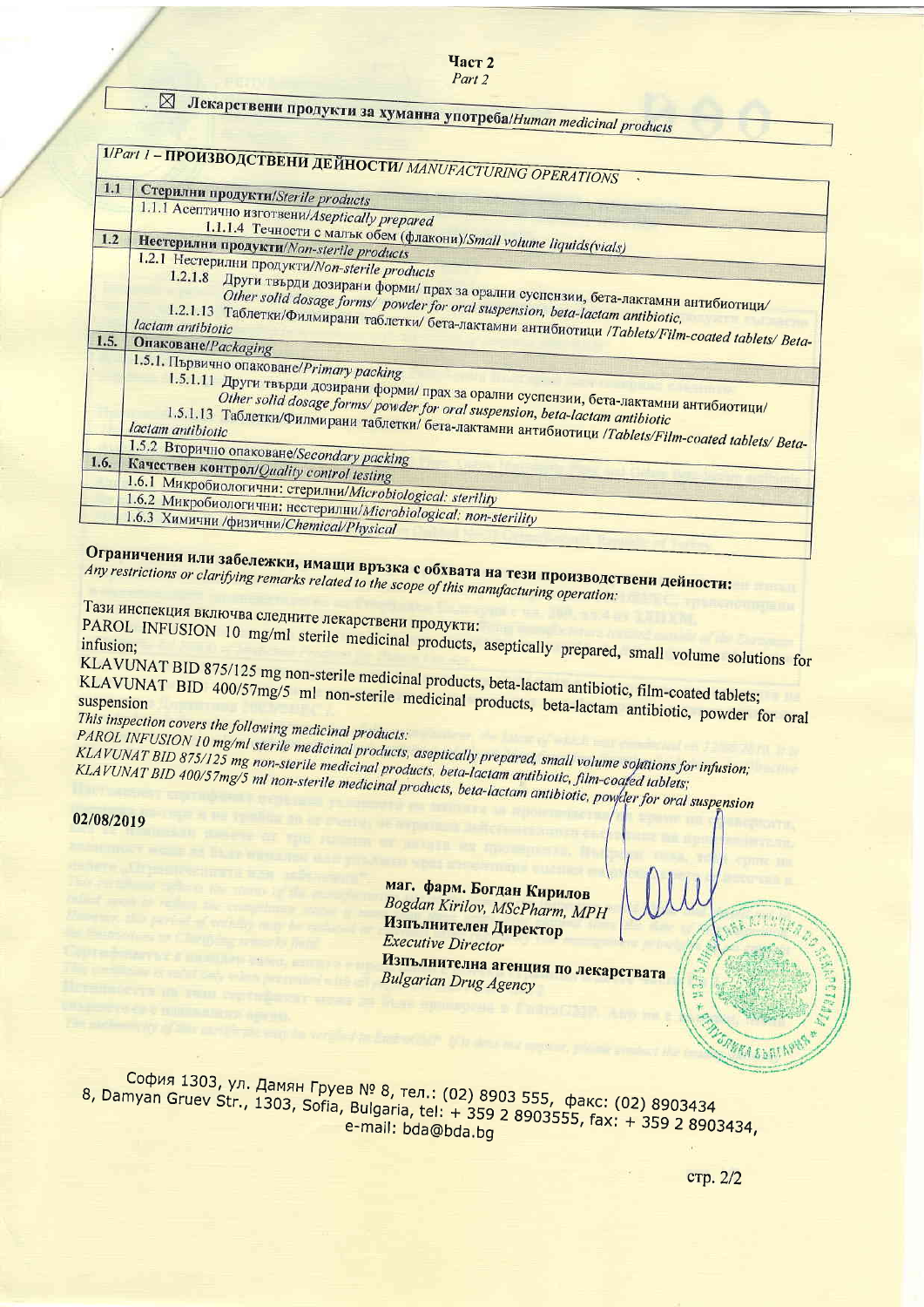**Част 2**
*Part 2*

☒ **Лекарствени продукти за хуманна употреба**/*Human medicinal products*

| | |
|---|---|
| **1/Part 1 – ПРОИЗВОДСТВЕНИ ДЕЙНОСТИ/** *MANUFACTURING OPERATIONS* | |
| **1.1** | **Стерилни продукти/***Sterile products* |
| | 1.1.1 Асептично изготвени/*Aseptically prepared* |
| | 1.1.1.4 Течности с малък обем (флакони)/*Small volume liquids(vials)* |
| **1.2** | **Нестерилни продукти/***Non-sterile products* |
| | 1.2.1 Нестерилни продукти/*Non-sterile products* |
| | 1.2.1.8 Други твърди дозирани форми/ прах за орални суспензии, бета-лактамни антибиотици/ *Other solid dosage forms/ powder for oral suspension, beta-lactam antibiotic,* |
| | 1.2.1.13 Таблетки/Филмирани таблетки/ бета-лактамни антибиотици /*Tablets/Film-coated tablets/ Beta-lactam antibiotic* |
| **1.5.** | **Опаковане/***Packaging* |
| | 1.5.1. Първично опаковане/*Primary packing* |
| | 1.5.1.11 Други твърди дозирани форми/ прах за орални суспензии, бета-лактамни антибиотици/ *Other solid dosage forms/ powder for oral suspension, beta-lactam antibiotic* |
| | 1.5.1.13 Таблетки/Филмирани таблетки/ бета-лактамни антибиотици /*Tablets/Film-coated tablets/ Beta-lactam antibiotic* |
| | 1.5.2 Вторично опаковане/*Secondary packing* |
| **1.6.** | **Качествен контрол/***Quality control testing* |
| | 1.6.1 Микробиологични: стерилни/*Microbiological: sterility* |
| | 1.6.2 Микробиологични: нестерилни/*Microbiological: non-sterility* |
| | 1.6.3 Химични /физични/*Chemical/Physical* |

**Ограничения или забележки, имащи връзка с обхвата на тези производствени дейности:**
*Any restrictions or clarifying remarks related to the scope of this manufacturing operation:*

Тази инспекция включва следните лекарствени продукти:
PAROL INFUSION 10 mg/ml sterile medicinal products, aseptically prepared, small volume solutions for infusion;
KLAVUNAT BID 875/125 mg non-sterile medicinal products, beta-lactam antibiotic, film-coated tablets;
KLAVUNAT BID 400/57mg/5 ml non-sterile medicinal products, beta-lactam antibiotic, powder for oral suspension

*This inspection covers the following medicinal products:*
*PAROL INFUSION 10 mg/ml sterile medicinal products, aseptically prepared, small volume solutions for infusion;*
*KLAVUNAT BID 875/125 mg non-sterile medicinal products, beta-lactam antibiotic, film-coated tablets;*
*KLAVUNAT BID 400/57mg/5 ml non-sterile medicinal products, beta-lactam antibiotic, powder for oral suspension*

**02/08/2019**

**маг. фарм. Богдан Кирилов**
*Bogdan Kirilov, MScPharm, MPH*
**Изпълнителен Директор**
*Executive Director*
**Изпълнителна агенция по лекарствата**
*Bulgarian Drug Agency*

София 1303, ул. Дамян Груев № 8, тел.: (02) 8903 555, факс: (02) 8903434
8, Damyan Gruev Str., 1303, Sofia, Bulgaria, tel: + 359 2 8903555, fax: + 359 2 8903434,
e-mail: bda@bda.bg